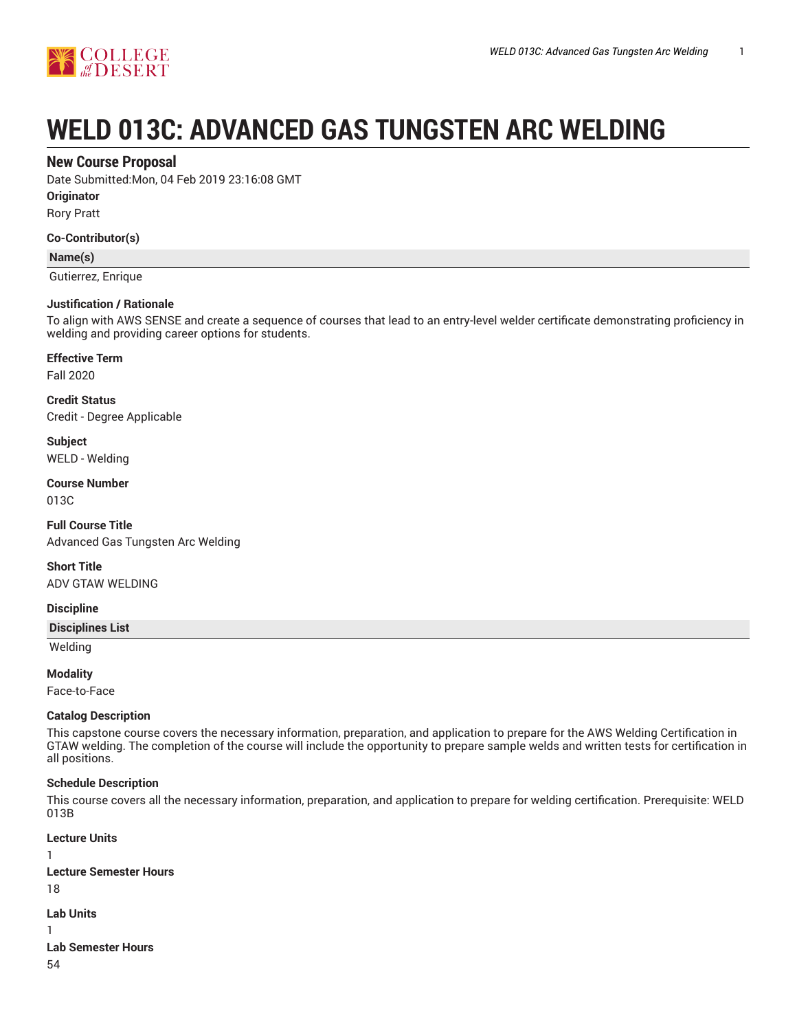# WELD 013C: ADVANCED GAS TUNGSTEN ARC WELDING

## New Course Proposal

Date Submitted:Mon, 04 Feb 2019 23:16:08 GMT

**Originator**

Rory Pratt

**Co-Contributor(s)**

| Name(s) |
| --- |
| Gutierrez, Enrique |

**Justification / Rationale**

To align with AWS SENSE and create a sequence of courses that lead to an entry-level welder certificate demonstrating proficiency in welding and providing career options for students.

**Effective Term**

Fall 2020

**Credit Status**

Credit - Degree Applicable

**Subject**

WELD - Welding

**Course Number**

013C

**Full Course Title**

Advanced Gas Tungsten Arc Welding

**Short Title**

ADV GTAW WELDING

**Discipline**

| Disciplines List |
| --- |
| Welding |

**Modality**

Face-to-Face

**Catalog Description**

This capstone course covers the necessary information, preparation, and application to prepare for the AWS Welding Certification in GTAW welding. The completion of the course will include the opportunity to prepare sample welds and written tests for certification in all positions.

**Schedule Description**

This course covers all the necessary information, preparation, and application to prepare for welding certification. Prerequisite: WELD 013B

**Lecture Units**

1

**Lecture Semester Hours**

18

**Lab Units**

1

**Lab Semester Hours**

54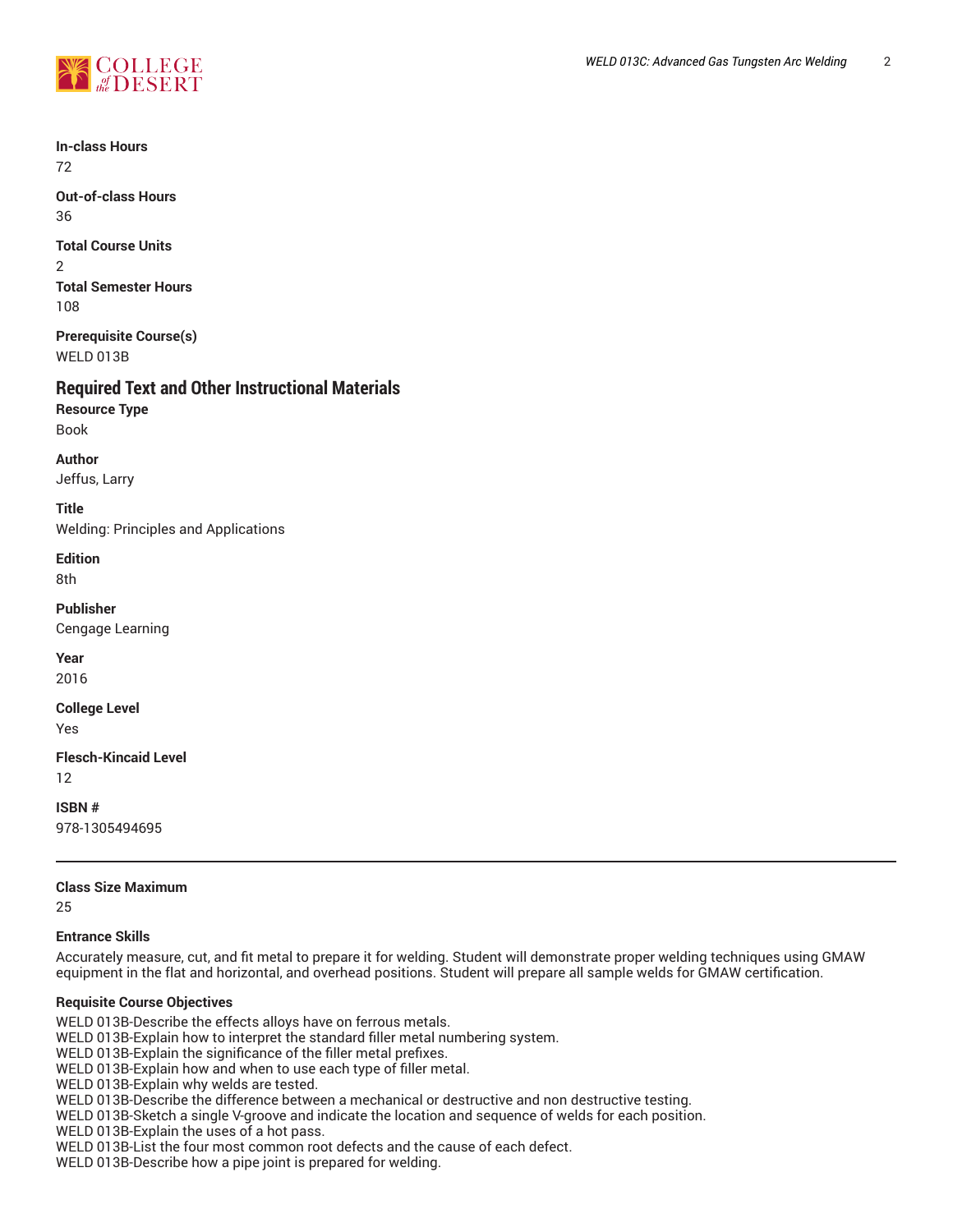**In-class Hours**

72

**Out-of-class Hours**

36

**Total Course Units**

2

**Total Semester Hours**

108

**Prerequisite Course(s)**

WELD 013B

## Required Text and Other Instructional Materials

**Resource Type**

Book

**Author**

Jeffus, Larry

**Title**

Welding: Principles and Applications

**Edition**

8th

**Publisher**

Cengage Learning

**Year**

2016

**College Level**

Yes

**Flesch-Kincaid Level**

12

**ISBN #**

978-1305494695

---

**Class Size Maximum**

25

**Entrance Skills**

Accurately measure, cut, and fit metal to prepare it for welding. Student will demonstrate proper welding techniques using GMAW equipment in the flat and horizontal, and overhead positions. Student will prepare all sample welds for GMAW certification.

**Requisite Course Objectives**

WELD 013B-Describe the effects alloys have on ferrous metals.
WELD 013B-Explain how to interpret the standard filler metal numbering system.
WELD 013B-Explain the significance of the filler metal prefixes.
WELD 013B-Explain how and when to use each type of filler metal.
WELD 013B-Explain why welds are tested.
WELD 013B-Describe the difference between a mechanical or destructive and non destructive testing.
WELD 013B-Sketch a single V-groove and indicate the location and sequence of welds for each position.
WELD 013B-Explain the uses of a hot pass.
WELD 013B-List the four most common root defects and the cause of each defect.
WELD 013B-Describe how a pipe joint is prepared for welding.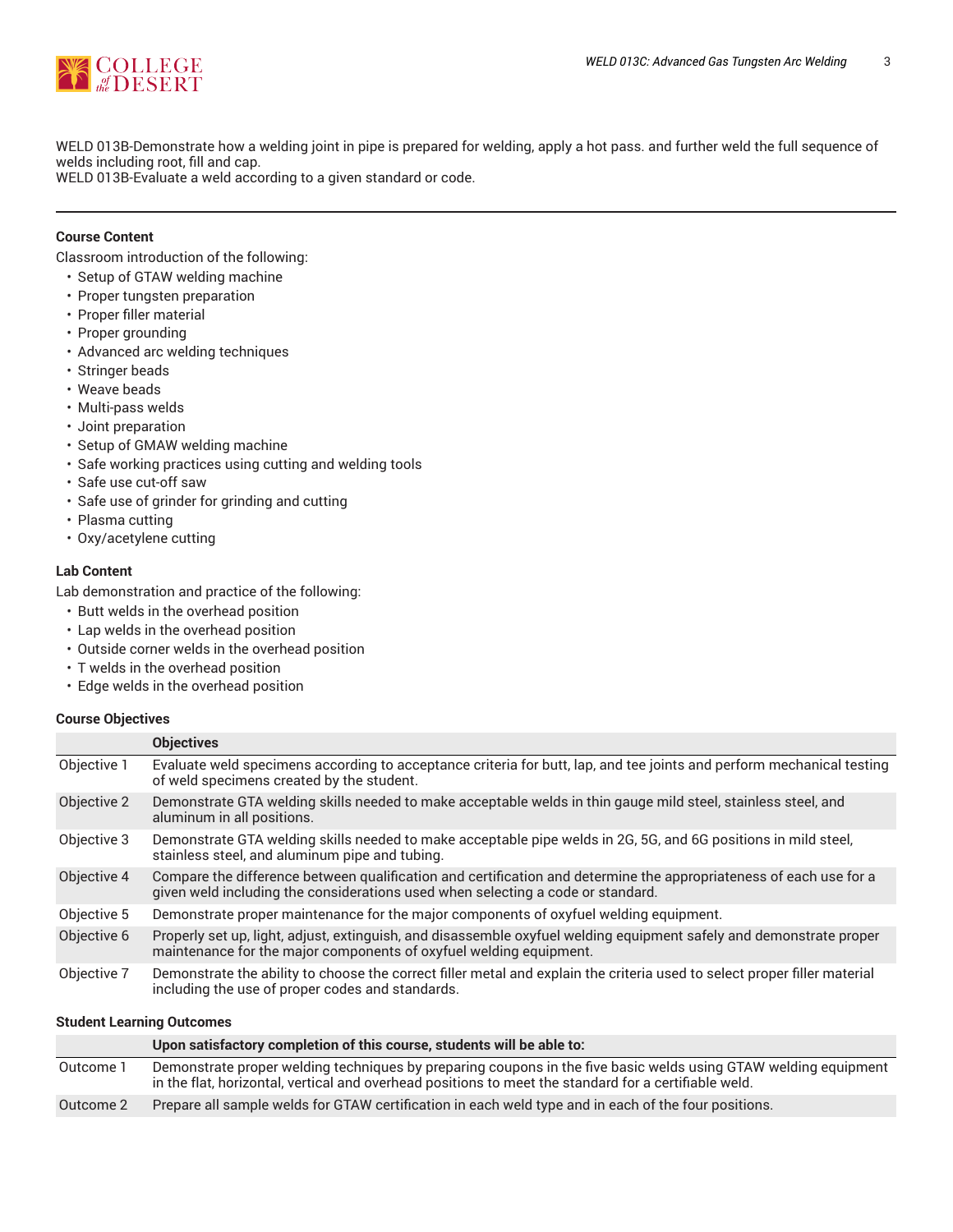WELD 013B-Demonstrate how a welding joint in pipe is prepared for welding, apply a hot pass. and further weld the full sequence of welds including root, fill and cap.
WELD 013B-Evaluate a weld according to a given standard or code.

---

#### Course Content

Classroom introduction of the following:

- Setup of GTAW welding machine
- Proper tungsten preparation
- Proper filler material
- Proper grounding
- Advanced arc welding techniques
- Stringer beads
- Weave beads
- Multi-pass welds
- Joint preparation
- Setup of GMAW welding machine
- Safe working practices using cutting and welding tools
- Safe use cut-off saw
- Safe use of grinder for grinding and cutting
- Plasma cutting
- Oxy/acetylene cutting

#### Lab Content

Lab demonstration and practice of the following:

- Butt welds in the overhead position
- Lap welds in the overhead position
- Outside corner welds in the overhead position
- T welds in the overhead position
- Edge welds in the overhead position

#### Course Objectives

| | Objectives |
|---|---|
| Objective 1 | Evaluate weld specimens according to acceptance criteria for butt, lap, and tee joints and perform mechanical testing of weld specimens created by the student. |
| Objective 2 | Demonstrate GTA welding skills needed to make acceptable welds in thin gauge mild steel, stainless steel, and aluminum in all positions. |
| Objective 3 | Demonstrate GTA welding skills needed to make acceptable pipe welds in 2G, 5G, and 6G positions in mild steel, stainless steel, and aluminum pipe and tubing. |
| Objective 4 | Compare the difference between qualification and certification and determine the appropriateness of each use for a given weld including the considerations used when selecting a code or standard. |
| Objective 5 | Demonstrate proper maintenance for the major components of oxyfuel welding equipment. |
| Objective 6 | Properly set up, light, adjust, extinguish, and disassemble oxyfuel welding equipment safely and demonstrate proper maintenance for the major components of oxyfuel welding equipment. |
| Objective 7 | Demonstrate the ability to choose the correct filler metal and explain the criteria used to select proper filler material including the use of proper codes and standards. |

#### Student Learning Outcomes

| | Upon satisfactory completion of this course, students will be able to: |
|---|---|
| Outcome 1 | Demonstrate proper welding techniques by preparing coupons in the five basic welds using GTAW welding equipment in the flat, horizontal, vertical and overhead positions to meet the standard for a certifiable weld. |
| Outcome 2 | Prepare all sample welds for GTAW certification in each weld type and in each of the four positions. |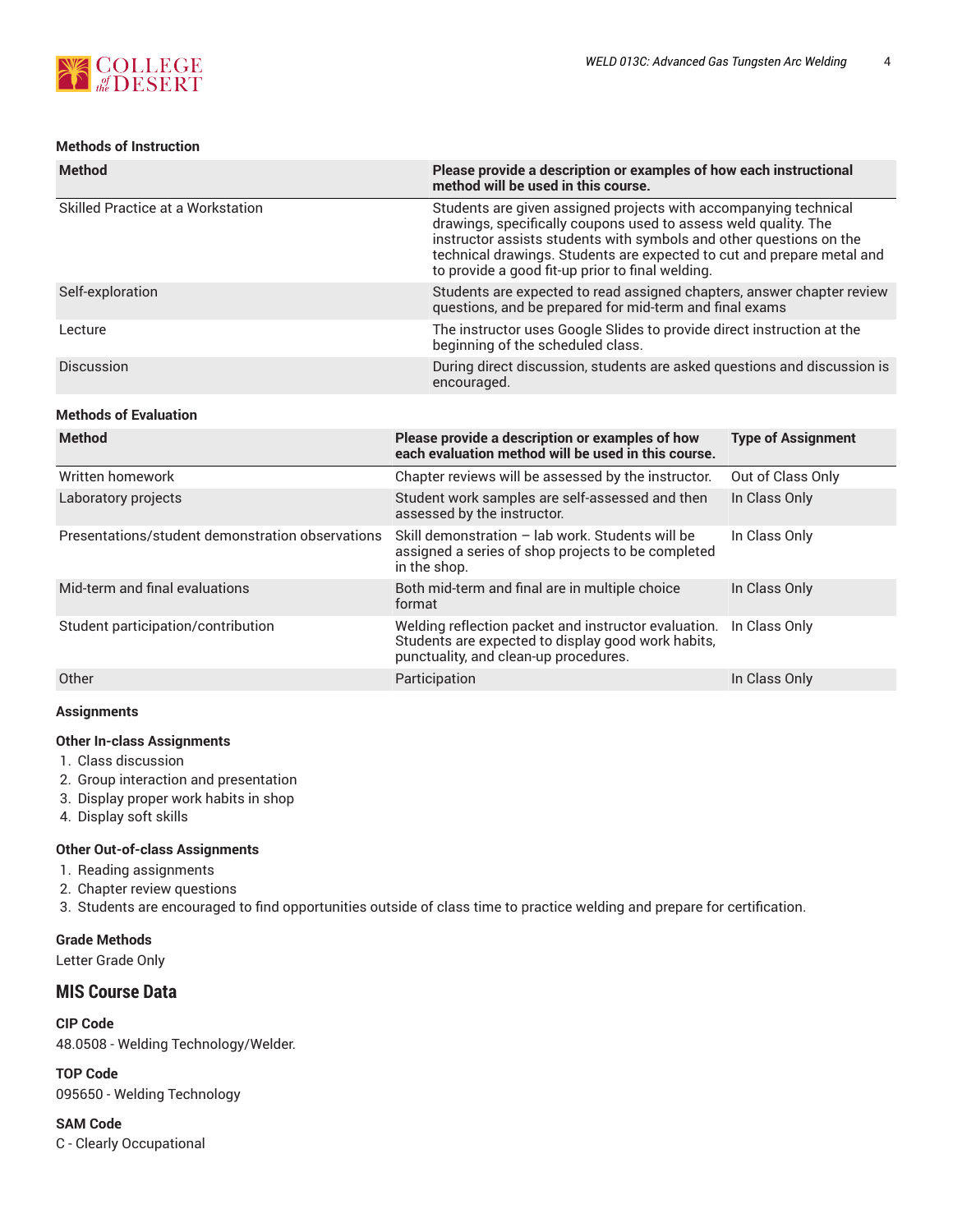#### Methods of Instruction

| Method | Please provide a description or examples of how each instructional method will be used in this course. |
| --- | --- |
| Skilled Practice at a Workstation | Students are given assigned projects with accompanying technical drawings, specifically coupons used to assess weld quality. The instructor assists students with symbols and other questions on the technical drawings. Students are expected to cut and prepare metal and to provide a good fit-up prior to final welding. |
| Self-exploration | Students are expected to read assigned chapters, answer chapter review questions, and be prepared for mid-term and final exams |
| Lecture | The instructor uses Google Slides to provide direct instruction at the beginning of the scheduled class. |
| Discussion | During direct discussion, students are asked questions and discussion is encouraged. |

#### Methods of Evaluation

| Method | Please provide a description or examples of how each evaluation method will be used in this course. | Type of Assignment |
| --- | --- | --- |
| Written homework | Chapter reviews will be assessed by the instructor. | Out of Class Only |
| Laboratory projects | Student work samples are self-assessed and then assessed by the instructor. | In Class Only |
| Presentations/student demonstration observations | Skill demonstration – lab work. Students will be assigned a series of shop projects to be completed in the shop. | In Class Only |
| Mid-term and final evaluations | Both mid-term and final are in multiple choice format | In Class Only |
| Student participation/contribution | Welding reflection packet and instructor evaluation. Students are expected to display good work habits, punctuality, and clean-up procedures. | In Class Only |
| Other | Participation | In Class Only |

#### Assignments

#### Other In-class Assignments

1. Class discussion
2. Group interaction and presentation
3. Display proper work habits in shop
4. Display soft skills

#### Other Out-of-class Assignments

1. Reading assignments
2. Chapter review questions
3. Students are encouraged to find opportunities outside of class time to practice welding and prepare for certification.

#### Grade Methods

Letter Grade Only

## MIS Course Data

#### CIP Code

48.0508 - Welding Technology/Welder.

#### TOP Code

095650 - Welding Technology

#### SAM Code

C - Clearly Occupational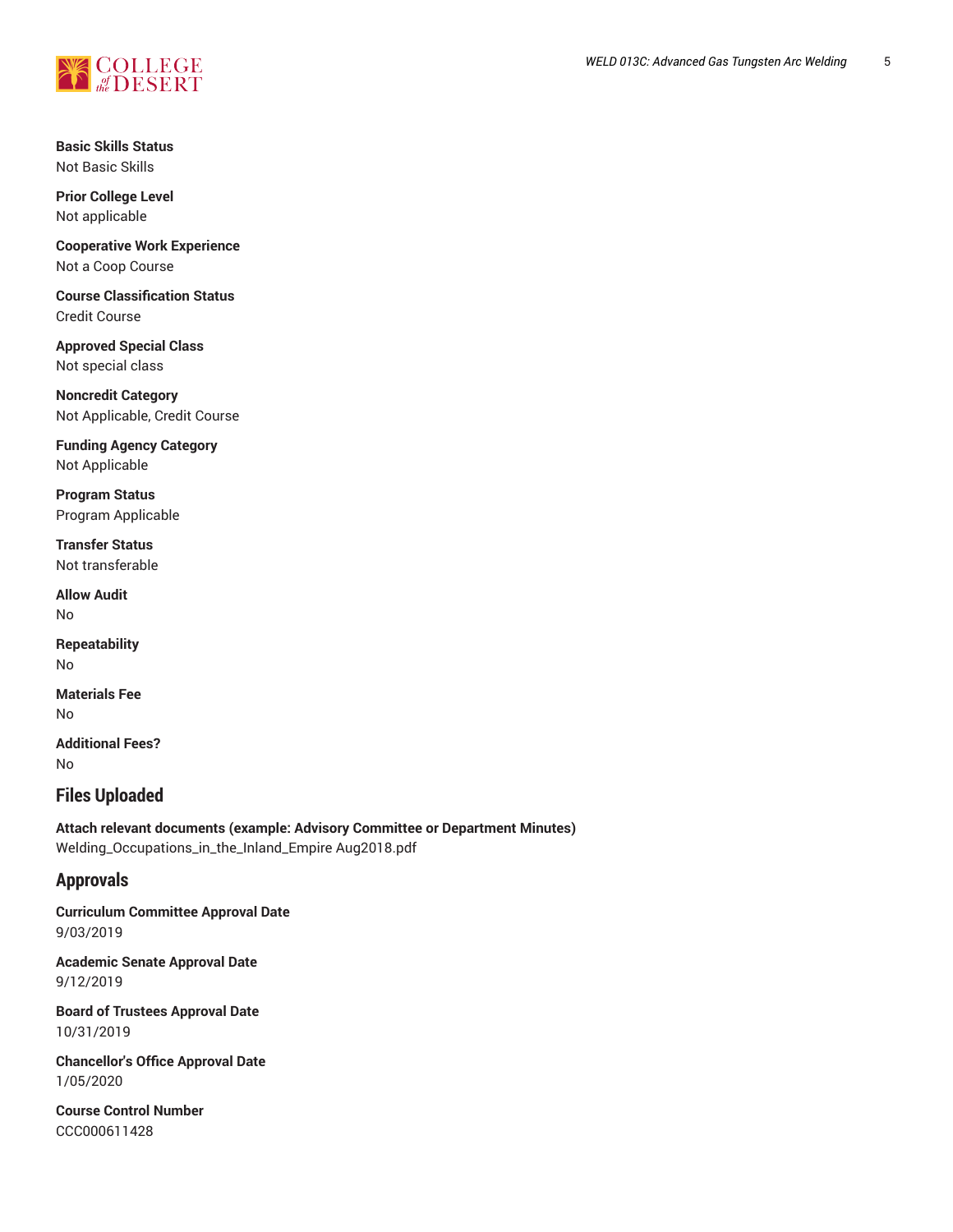**Basic Skills Status**
Not Basic Skills

**Prior College Level**
Not applicable

**Cooperative Work Experience**
Not a Coop Course

**Course Classification Status**
Credit Course

**Approved Special Class**
Not special class

**Noncredit Category**
Not Applicable, Credit Course

**Funding Agency Category**
Not Applicable

**Program Status**
Program Applicable

**Transfer Status**
Not transferable

**Allow Audit**
No

**Repeatability**
No

**Materials Fee**
No

**Additional Fees?**
No

## Files Uploaded

**Attach relevant documents (example: Advisory Committee or Department Minutes)**
Welding_Occupations_in_the_Inland_Empire Aug2018.pdf

## Approvals

**Curriculum Committee Approval Date**
9/03/2019

**Academic Senate Approval Date**
9/12/2019

**Board of Trustees Approval Date**
10/31/2019

**Chancellor's Office Approval Date**
1/05/2020

**Course Control Number**
CCC000611428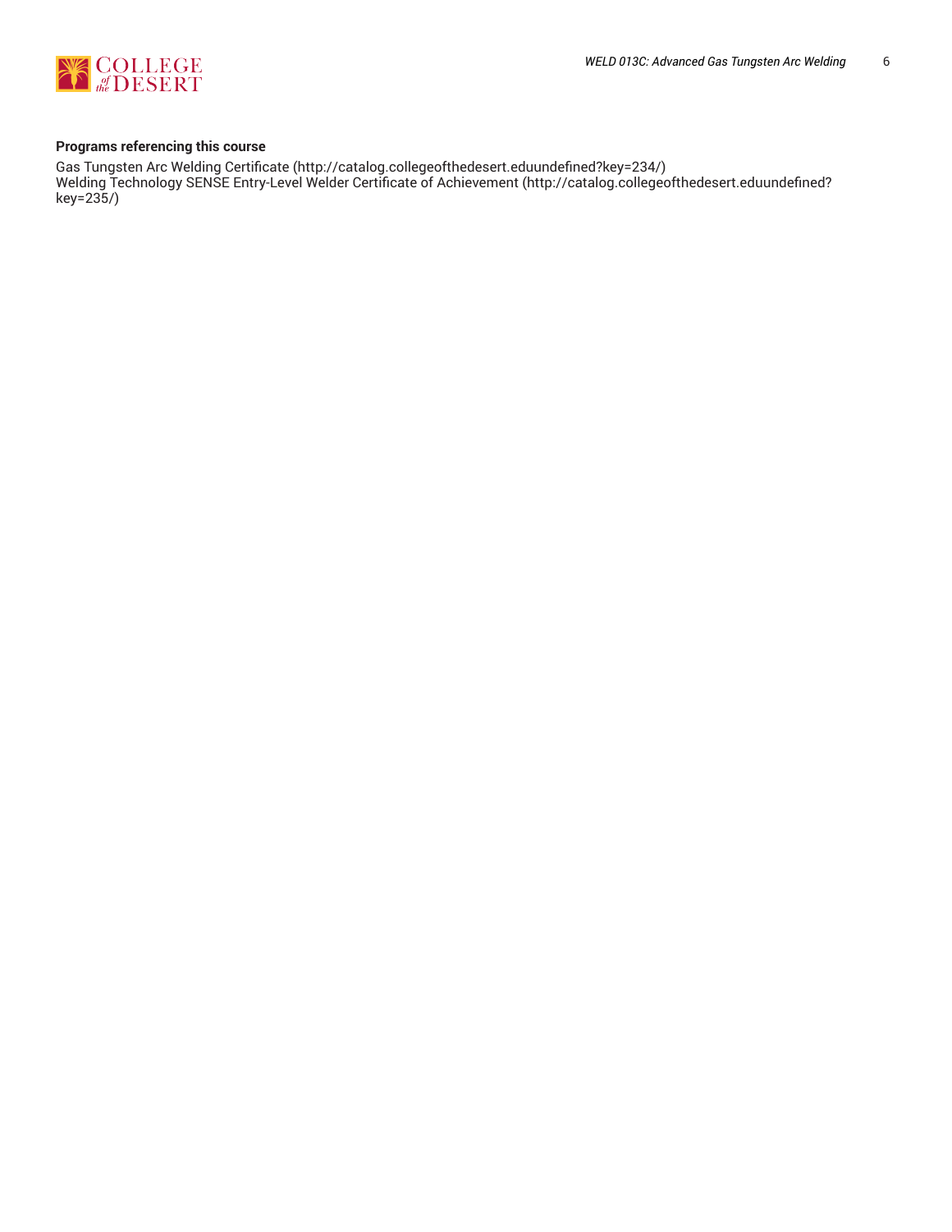**Programs referencing this course**

Gas Tungsten Arc Welding Certificate (http://catalog.collegeofthedesert.eduundefined?key=234/)
Welding Technology SENSE Entry-Level Welder Certificate of Achievement (http://catalog.collegeofthedesert.eduundefined?key=235/)